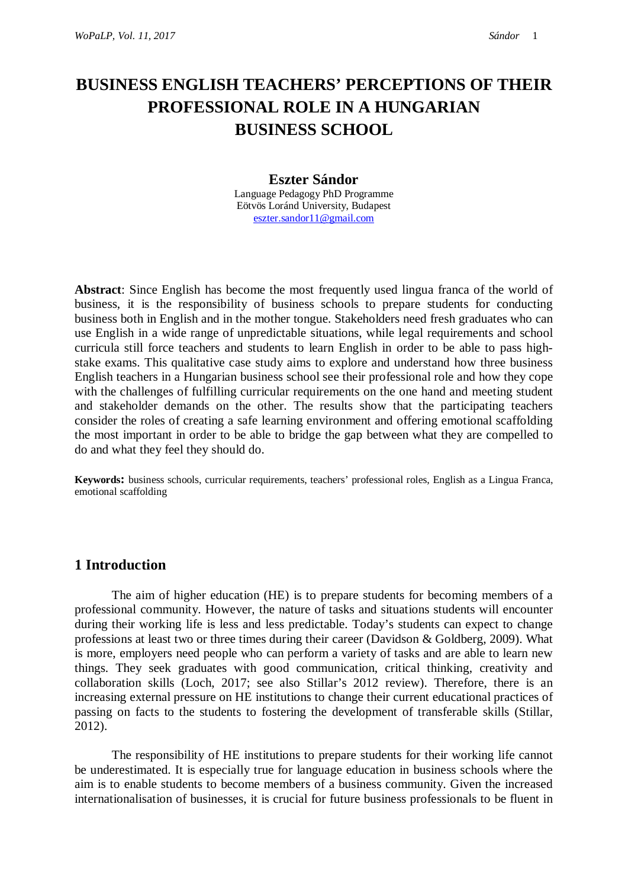# BUSINESS ENGLISH TEACHERS' PERCEPTIONS OF THEIR PROFESSIONAL ROLE IN A HUNGARIAN BUSINESS SCHOOL

**Eszter Sándor**

Language Pedagogy PhD Programme
Eötvös Loránd University, Budapest
eszter.sandor11@gmail.com

**Abstract**: Since English has become the most frequently used lingua franca of the world of business, it is the responsibility of business schools to prepare students for conducting business both in English and in the mother tongue. Stakeholders need fresh graduates who can use English in a wide range of unpredictable situations, while legal requirements and school curricula still force teachers and students to learn English in order to be able to pass high-stake exams. This qualitative case study aims to explore and understand how three business English teachers in a Hungarian business school see their professional role and how they cope with the challenges of fulfilling curricular requirements on the one hand and meeting student and stakeholder demands on the other. The results show that the participating teachers consider the roles of creating a safe learning environment and offering emotional scaffolding the most important in order to be able to bridge the gap between what they are compelled to do and what they feel they should do.

**Keywords:** business schools, curricular requirements, teachers' professional roles, English as a Lingua Franca, emotional scaffolding

## 1 Introduction

The aim of higher education (HE) is to prepare students for becoming members of a professional community. However, the nature of tasks and situations students will encounter during their working life is less and less predictable. Today's students can expect to change professions at least two or three times during their career (Davidson & Goldberg, 2009). What is more, employers need people who can perform a variety of tasks and are able to learn new things. They seek graduates with good communication, critical thinking, creativity and collaboration skills (Loch, 2017; see also Stillar's 2012 review). Therefore, there is an increasing external pressure on HE institutions to change their current educational practices of passing on facts to the students to fostering the development of transferable skills (Stillar, 2012).

The responsibility of HE institutions to prepare students for their working life cannot be underestimated. It is especially true for language education in business schools where the aim is to enable students to become members of a business community. Given the increased internationalisation of businesses, it is crucial for future business professionals to be fluent in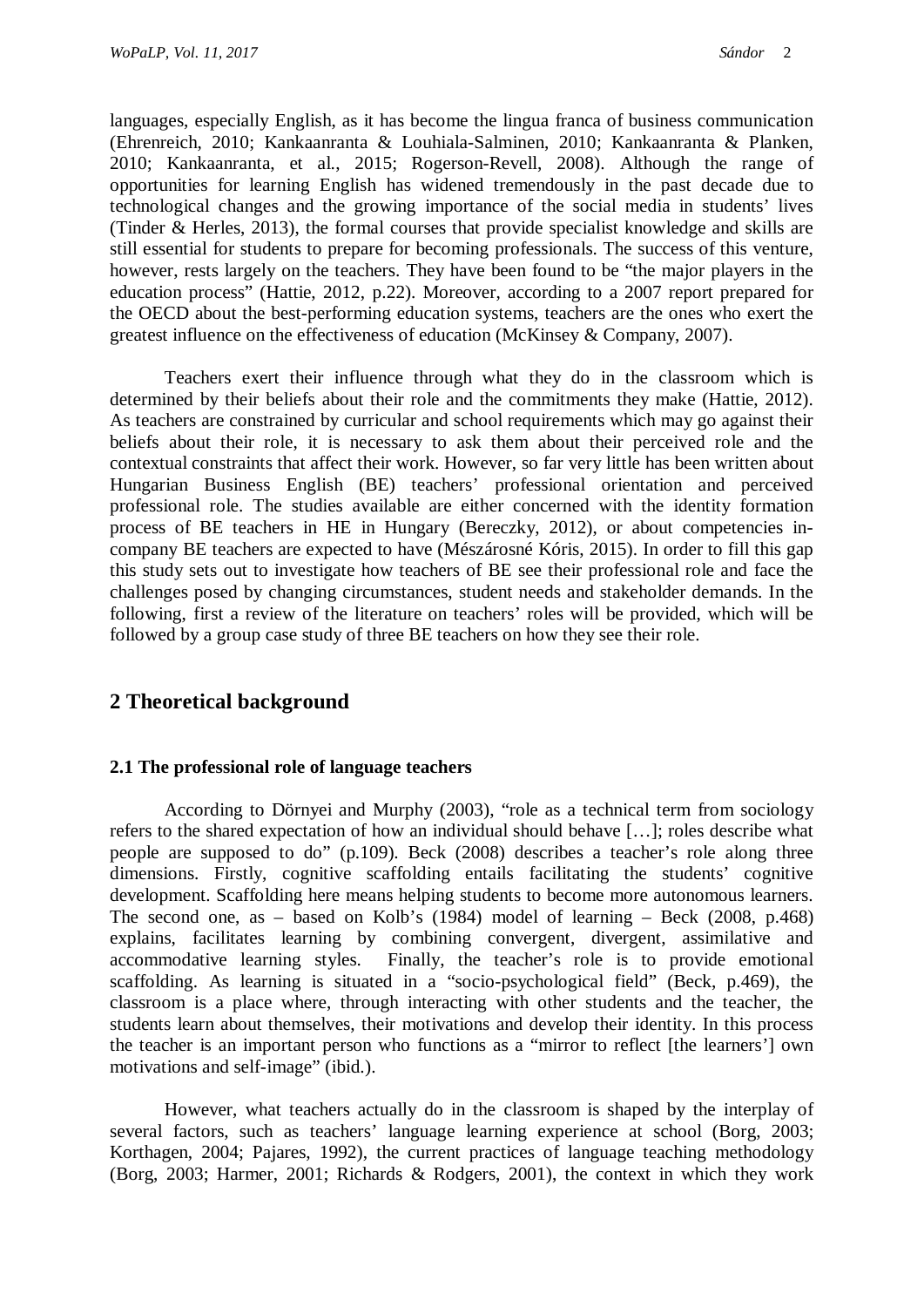languages, especially English, as it has become the lingua franca of business communication (Ehrenreich, 2010; Kankaanranta & Louhiala-Salminen, 2010; Kankaanranta & Planken, 2010; Kankaanranta, et al., 2015; Rogerson-Revell, 2008). Although the range of opportunities for learning English has widened tremendously in the past decade due to technological changes and the growing importance of the social media in students' lives (Tinder & Herles, 2013), the formal courses that provide specialist knowledge and skills are still essential for students to prepare for becoming professionals. The success of this venture, however, rests largely on the teachers. They have been found to be "the major players in the education process" (Hattie, 2012, p.22). Moreover, according to a 2007 report prepared for the OECD about the best-performing education systems, teachers are the ones who exert the greatest influence on the effectiveness of education (McKinsey & Company, 2007).

Teachers exert their influence through what they do in the classroom which is determined by their beliefs about their role and the commitments they make (Hattie, 2012). As teachers are constrained by curricular and school requirements which may go against their beliefs about their role, it is necessary to ask them about their perceived role and the contextual constraints that affect their work. However, so far very little has been written about Hungarian Business English (BE) teachers' professional orientation and perceived professional role. The studies available are either concerned with the identity formation process of BE teachers in HE in Hungary (Bereczky, 2012), or about competencies in-company BE teachers are expected to have (Mészárosné Kóris, 2015). In order to fill this gap this study sets out to investigate how teachers of BE see their professional role and face the challenges posed by changing circumstances, student needs and stakeholder demands. In the following, first a review of the literature on teachers' roles will be provided, which will be followed by a group case study of three BE teachers on how they see their role.

## 2 Theoretical background

### 2.1 The professional role of language teachers

According to Dörnyei and Murphy (2003), "role as a technical term from sociology refers to the shared expectation of how an individual should behave […]; roles describe what people are supposed to do" (p.109). Beck (2008) describes a teacher's role along three dimensions. Firstly, cognitive scaffolding entails facilitating the students' cognitive development. Scaffolding here means helping students to become more autonomous learners. The second one, as – based on Kolb's (1984) model of learning – Beck (2008, p.468) explains, facilitates learning by combining convergent, divergent, assimilative and accommodative learning styles. Finally, the teacher's role is to provide emotional scaffolding. As learning is situated in a "socio-psychological field" (Beck, p.469), the classroom is a place where, through interacting with other students and the teacher, the students learn about themselves, their motivations and develop their identity. In this process the teacher is an important person who functions as a "mirror to reflect [the learners'] own motivations and self-image" (ibid.).

However, what teachers actually do in the classroom is shaped by the interplay of several factors, such as teachers' language learning experience at school (Borg, 2003; Korthagen, 2004; Pajares, 1992), the current practices of language teaching methodology (Borg, 2003; Harmer, 2001; Richards & Rodgers, 2001), the context in which they work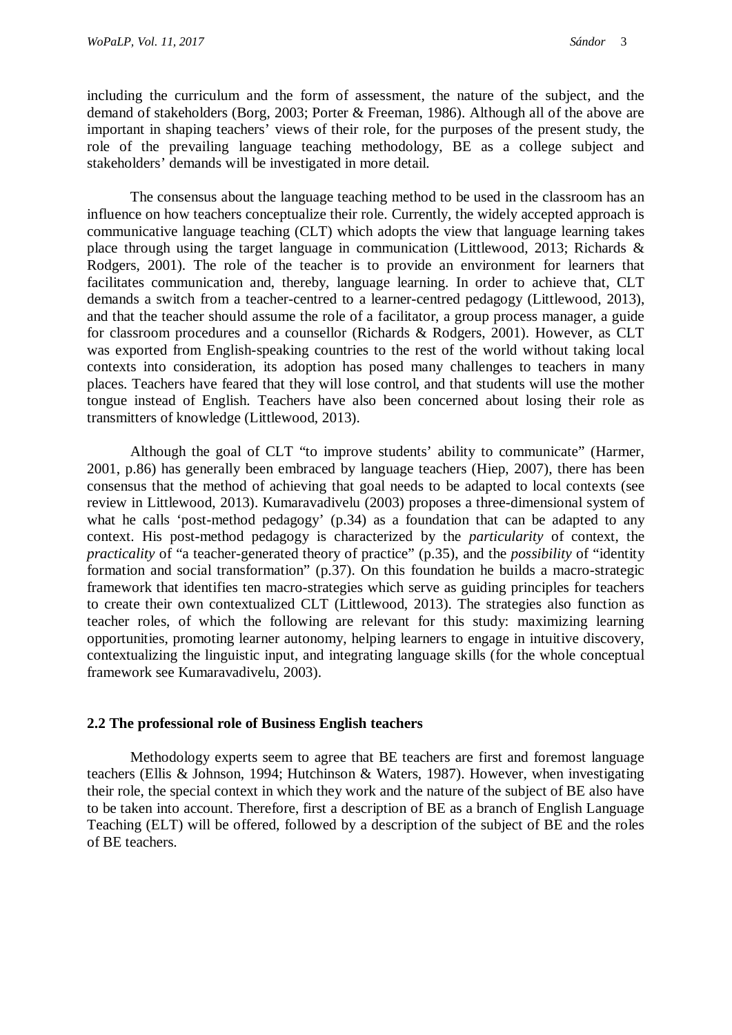including the curriculum and the form of assessment, the nature of the subject, and the demand of stakeholders (Borg, 2003; Porter & Freeman, 1986). Although all of the above are important in shaping teachers' views of their role, for the purposes of the present study, the role of the prevailing language teaching methodology, BE as a college subject and stakeholders' demands will be investigated in more detail.

The consensus about the language teaching method to be used in the classroom has an influence on how teachers conceptualize their role. Currently, the widely accepted approach is communicative language teaching (CLT) which adopts the view that language learning takes place through using the target language in communication (Littlewood, 2013; Richards & Rodgers, 2001). The role of the teacher is to provide an environment for learners that facilitates communication and, thereby, language learning. In order to achieve that, CLT demands a switch from a teacher-centred to a learner-centred pedagogy (Littlewood, 2013), and that the teacher should assume the role of a facilitator, a group process manager, a guide for classroom procedures and a counsellor (Richards & Rodgers, 2001). However, as CLT was exported from English-speaking countries to the rest of the world without taking local contexts into consideration, its adoption has posed many challenges to teachers in many places. Teachers have feared that they will lose control, and that students will use the mother tongue instead of English. Teachers have also been concerned about losing their role as transmitters of knowledge (Littlewood, 2013).

Although the goal of CLT "to improve students' ability to communicate" (Harmer, 2001, p.86) has generally been embraced by language teachers (Hiep, 2007), there has been consensus that the method of achieving that goal needs to be adapted to local contexts (see review in Littlewood, 2013). Kumaravadivelu (2003) proposes a three-dimensional system of what he calls 'post-method pedagogy' (p.34) as a foundation that can be adapted to any context. His post-method pedagogy is characterized by the *particularity* of context, the *practicality* of "a teacher-generated theory of practice" (p.35), and the *possibility* of "identity formation and social transformation" (p.37). On this foundation he builds a macro-strategic framework that identifies ten macro-strategies which serve as guiding principles for teachers to create their own contextualized CLT (Littlewood, 2013). The strategies also function as teacher roles, of which the following are relevant for this study: maximizing learning opportunities, promoting learner autonomy, helping learners to engage in intuitive discovery, contextualizing the linguistic input, and integrating language skills (for the whole conceptual framework see Kumaravadivelu, 2003).

### 2.2 The professional role of Business English teachers

Methodology experts seem to agree that BE teachers are first and foremost language teachers (Ellis & Johnson, 1994; Hutchinson & Waters, 1987). However, when investigating their role, the special context in which they work and the nature of the subject of BE also have to be taken into account. Therefore, first a description of BE as a branch of English Language Teaching (ELT) will be offered, followed by a description of the subject of BE and the roles of BE teachers.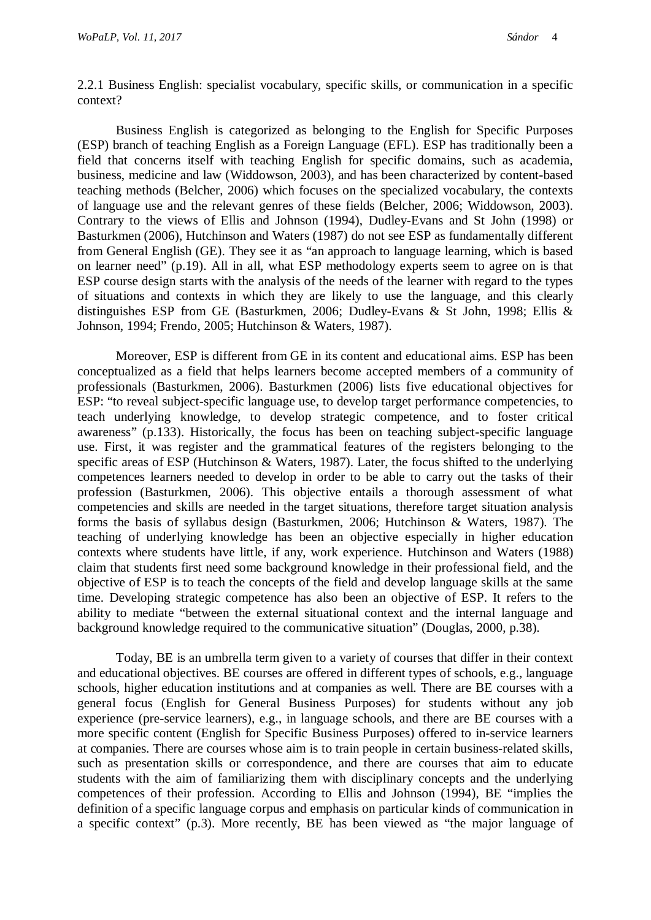### 2.2.1 Business English: specialist vocabulary, specific skills, or communication in a specific context?

Business English is categorized as belonging to the English for Specific Purposes (ESP) branch of teaching English as a Foreign Language (EFL). ESP has traditionally been a field that concerns itself with teaching English for specific domains, such as academia, business, medicine and law (Widdowson, 2003), and has been characterized by content-based teaching methods (Belcher, 2006) which focuses on the specialized vocabulary, the contexts of language use and the relevant genres of these fields (Belcher, 2006; Widdowson, 2003). Contrary to the views of Ellis and Johnson (1994), Dudley-Evans and St John (1998) or Basturkmen (2006), Hutchinson and Waters (1987) do not see ESP as fundamentally different from General English (GE). They see it as "an approach to language learning, which is based on learner need" (p.19). All in all, what ESP methodology experts seem to agree on is that ESP course design starts with the analysis of the needs of the learner with regard to the types of situations and contexts in which they are likely to use the language, and this clearly distinguishes ESP from GE (Basturkmen, 2006; Dudley-Evans & St John, 1998; Ellis & Johnson, 1994; Frendo, 2005; Hutchinson & Waters, 1987).

Moreover, ESP is different from GE in its content and educational aims. ESP has been conceptualized as a field that helps learners become accepted members of a community of professionals (Basturkmen, 2006). Basturkmen (2006) lists five educational objectives for ESP: "to reveal subject-specific language use, to develop target performance competencies, to teach underlying knowledge, to develop strategic competence, and to foster critical awareness" (p.133). Historically, the focus has been on teaching subject-specific language use. First, it was register and the grammatical features of the registers belonging to the specific areas of ESP (Hutchinson & Waters, 1987). Later, the focus shifted to the underlying competences learners needed to develop in order to be able to carry out the tasks of their profession (Basturkmen, 2006). This objective entails a thorough assessment of what competencies and skills are needed in the target situations, therefore target situation analysis forms the basis of syllabus design (Basturkmen, 2006; Hutchinson & Waters, 1987). The teaching of underlying knowledge has been an objective especially in higher education contexts where students have little, if any, work experience. Hutchinson and Waters (1988) claim that students first need some background knowledge in their professional field, and the objective of ESP is to teach the concepts of the field and develop language skills at the same time. Developing strategic competence has also been an objective of ESP. It refers to the ability to mediate "between the external situational context and the internal language and background knowledge required to the communicative situation" (Douglas, 2000, p.38).

Today, BE is an umbrella term given to a variety of courses that differ in their context and educational objectives. BE courses are offered in different types of schools, e.g., language schools, higher education institutions and at companies as well. There are BE courses with a general focus (English for General Business Purposes) for students without any job experience (pre-service learners), e.g., in language schools, and there are BE courses with a more specific content (English for Specific Business Purposes) offered to in-service learners at companies. There are courses whose aim is to train people in certain business-related skills, such as presentation skills or correspondence, and there are courses that aim to educate students with the aim of familiarizing them with disciplinary concepts and the underlying competences of their profession. According to Ellis and Johnson (1994), BE "implies the definition of a specific language corpus and emphasis on particular kinds of communication in a specific context" (p.3). More recently, BE has been viewed as "the major language of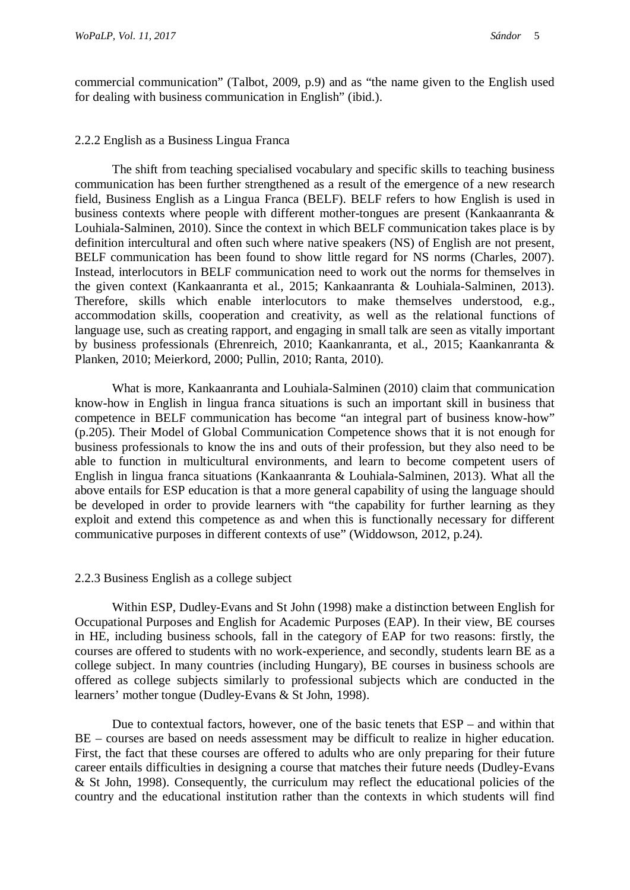commercial communication" (Talbot, 2009, p.9) and as "the name given to the English used for dealing with business communication in English" (ibid.).

### 2.2.2 English as a Business Lingua Franca

The shift from teaching specialised vocabulary and specific skills to teaching business communication has been further strengthened as a result of the emergence of a new research field, Business English as a Lingua Franca (BELF). BELF refers to how English is used in business contexts where people with different mother-tongues are present (Kankaanranta & Louhiala-Salminen, 2010). Since the context in which BELF communication takes place is by definition intercultural and often such where native speakers (NS) of English are not present, BELF communication has been found to show little regard for NS norms (Charles, 2007). Instead, interlocutors in BELF communication need to work out the norms for themselves in the given context (Kankaanranta et al., 2015; Kankaanranta & Louhiala-Salminen, 2013). Therefore, skills which enable interlocutors to make themselves understood, e.g., accommodation skills, cooperation and creativity, as well as the relational functions of language use, such as creating rapport, and engaging in small talk are seen as vitally important by business professionals (Ehrenreich, 2010; Kaankanranta, et al., 2015; Kaankanranta & Planken, 2010; Meierkord, 2000; Pullin, 2010; Ranta, 2010).

What is more, Kankaanranta and Louhiala-Salminen (2010) claim that communication know-how in English in lingua franca situations is such an important skill in business that competence in BELF communication has become "an integral part of business know-how" (p.205). Their Model of Global Communication Competence shows that it is not enough for business professionals to know the ins and outs of their profession, but they also need to be able to function in multicultural environments, and learn to become competent users of English in lingua franca situations (Kankaanranta & Louhiala-Salminen, 2013). What all the above entails for ESP education is that a more general capability of using the language should be developed in order to provide learners with "the capability for further learning as they exploit and extend this competence as and when this is functionally necessary for different communicative purposes in different contexts of use" (Widdowson, 2012, p.24).

### 2.2.3 Business English as a college subject

Within ESP, Dudley-Evans and St John (1998) make a distinction between English for Occupational Purposes and English for Academic Purposes (EAP). In their view, BE courses in HE, including business schools, fall in the category of EAP for two reasons: firstly, the courses are offered to students with no work-experience, and secondly, students learn BE as a college subject. In many countries (including Hungary), BE courses in business schools are offered as college subjects similarly to professional subjects which are conducted in the learners' mother tongue (Dudley-Evans & St John, 1998).

Due to contextual factors, however, one of the basic tenets that ESP – and within that BE – courses are based on needs assessment may be difficult to realize in higher education. First, the fact that these courses are offered to adults who are only preparing for their future career entails difficulties in designing a course that matches their future needs (Dudley-Evans & St John, 1998). Consequently, the curriculum may reflect the educational policies of the country and the educational institution rather than the contexts in which students will find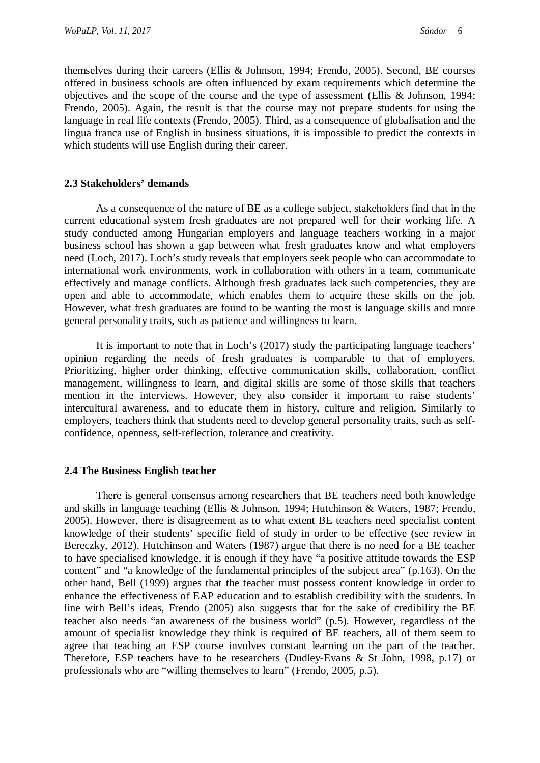themselves during their careers (Ellis & Johnson, 1994; Frendo, 2005). Second, BE courses offered in business schools are often influenced by exam requirements which determine the objectives and the scope of the course and the type of assessment (Ellis & Johnson, 1994; Frendo, 2005). Again, the result is that the course may not prepare students for using the language in real life contexts (Frendo, 2005). Third, as a consequence of globalisation and the lingua franca use of English in business situations, it is impossible to predict the contexts in which students will use English during their career.

### 2.3 Stakeholders' demands

As a consequence of the nature of BE as a college subject, stakeholders find that in the current educational system fresh graduates are not prepared well for their working life. A study conducted among Hungarian employers and language teachers working in a major business school has shown a gap between what fresh graduates know and what employers need (Loch, 2017). Loch's study reveals that employers seek people who can accommodate to international work environments, work in collaboration with others in a team, communicate effectively and manage conflicts. Although fresh graduates lack such competencies, they are open and able to accommodate, which enables them to acquire these skills on the job. However, what fresh graduates are found to be wanting the most is language skills and more general personality traits, such as patience and willingness to learn.

It is important to note that in Loch's (2017) study the participating language teachers' opinion regarding the needs of fresh graduates is comparable to that of employers. Prioritizing, higher order thinking, effective communication skills, collaboration, conflict management, willingness to learn, and digital skills are some of those skills that teachers mention in the interviews. However, they also consider it important to raise students' intercultural awareness, and to educate them in history, culture and religion. Similarly to employers, teachers think that students need to develop general personality traits, such as self-confidence, openness, self-reflection, tolerance and creativity.

### 2.4 The Business English teacher

There is general consensus among researchers that BE teachers need both knowledge and skills in language teaching (Ellis & Johnson, 1994; Hutchinson & Waters, 1987; Frendo, 2005). However, there is disagreement as to what extent BE teachers need specialist content knowledge of their students' specific field of study in order to be effective (see review in Bereczky, 2012). Hutchinson and Waters (1987) argue that there is no need for a BE teacher to have specialised knowledge, it is enough if they have "a positive attitude towards the ESP content" and "a knowledge of the fundamental principles of the subject area" (p.163). On the other hand, Bell (1999) argues that the teacher must possess content knowledge in order to enhance the effectiveness of EAP education and to establish credibility with the students. In line with Bell's ideas, Frendo (2005) also suggests that for the sake of credibility the BE teacher also needs "an awareness of the business world" (p.5). However, regardless of the amount of specialist knowledge they think is required of BE teachers, all of them seem to agree that teaching an ESP course involves constant learning on the part of the teacher. Therefore, ESP teachers have to be researchers (Dudley-Evans & St John, 1998, p.17) or professionals who are "willing themselves to learn" (Frendo, 2005, p.5).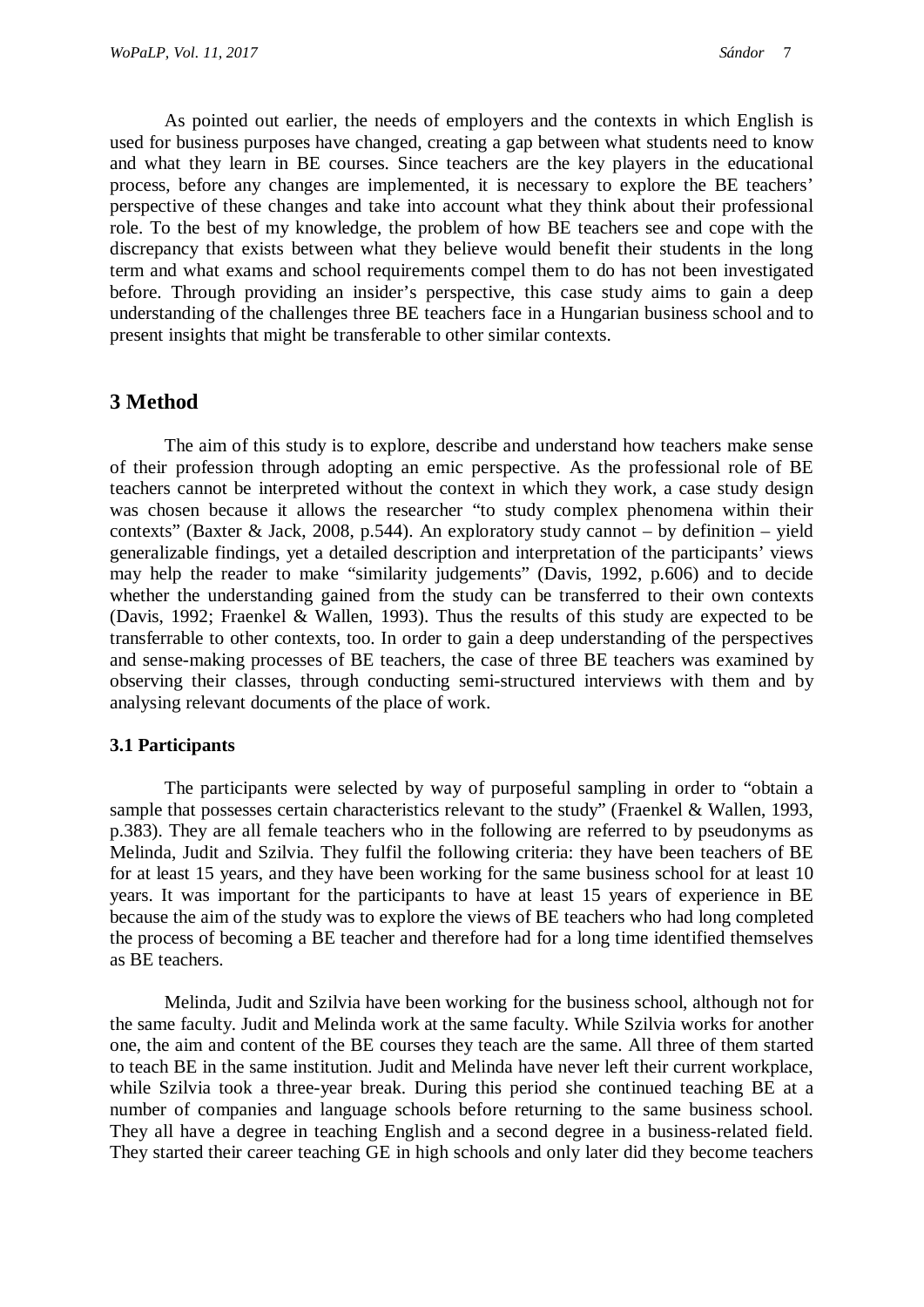As pointed out earlier, the needs of employers and the contexts in which English is used for business purposes have changed, creating a gap between what students need to know and what they learn in BE courses. Since teachers are the key players in the educational process, before any changes are implemented, it is necessary to explore the BE teachers' perspective of these changes and take into account what they think about their professional role. To the best of my knowledge, the problem of how BE teachers see and cope with the discrepancy that exists between what they believe would benefit their students in the long term and what exams and school requirements compel them to do has not been investigated before. Through providing an insider's perspective, this case study aims to gain a deep understanding of the challenges three BE teachers face in a Hungarian business school and to present insights that might be transferable to other similar contexts.

## 3 Method

The aim of this study is to explore, describe and understand how teachers make sense of their profession through adopting an emic perspective. As the professional role of BE teachers cannot be interpreted without the context in which they work, a case study design was chosen because it allows the researcher "to study complex phenomena within their contexts" (Baxter & Jack, 2008, p.544). An exploratory study cannot – by definition – yield generalizable findings, yet a detailed description and interpretation of the participants' views may help the reader to make "similarity judgements" (Davis, 1992, p.606) and to decide whether the understanding gained from the study can be transferred to their own contexts (Davis, 1992; Fraenkel & Wallen, 1993). Thus the results of this study are expected to be transferrable to other contexts, too. In order to gain a deep understanding of the perspectives and sense-making processes of BE teachers, the case of three BE teachers was examined by observing their classes, through conducting semi-structured interviews with them and by analysing relevant documents of the place of work.

### 3.1 Participants

The participants were selected by way of purposeful sampling in order to "obtain a sample that possesses certain characteristics relevant to the study" (Fraenkel & Wallen, 1993, p.383). They are all female teachers who in the following are referred to by pseudonyms as Melinda, Judit and Szilvia. They fulfil the following criteria: they have been teachers of BE for at least 15 years, and they have been working for the same business school for at least 10 years. It was important for the participants to have at least 15 years of experience in BE because the aim of the study was to explore the views of BE teachers who had long completed the process of becoming a BE teacher and therefore had for a long time identified themselves as BE teachers.

Melinda, Judit and Szilvia have been working for the business school, although not for the same faculty. Judit and Melinda work at the same faculty. While Szilvia works for another one, the aim and content of the BE courses they teach are the same. All three of them started to teach BE in the same institution. Judit and Melinda have never left their current workplace, while Szilvia took a three-year break. During this period she continued teaching BE at a number of companies and language schools before returning to the same business school. They all have a degree in teaching English and a second degree in a business-related field. They started their career teaching GE in high schools and only later did they become teachers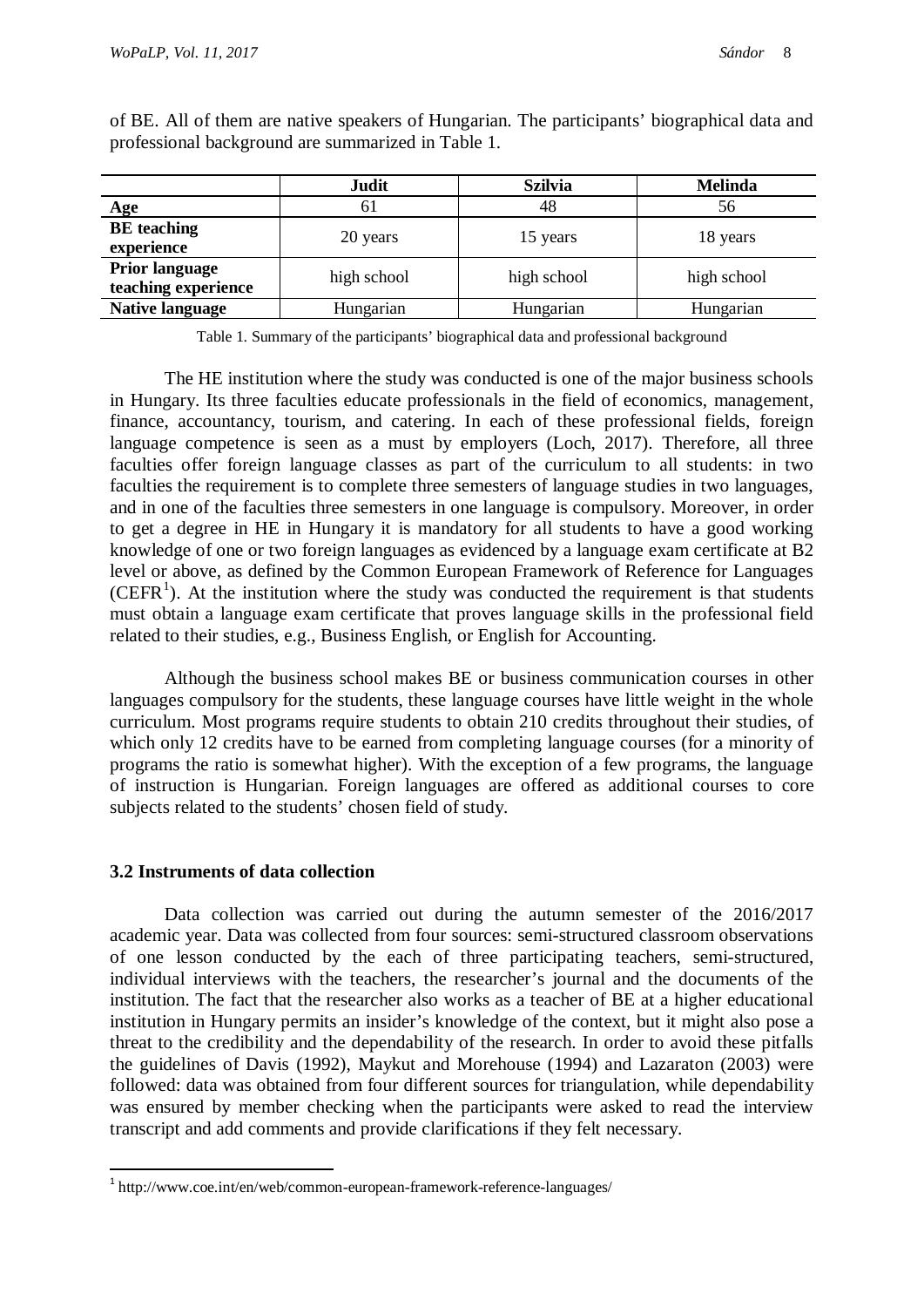of BE. All of them are native speakers of Hungarian. The participants' biographical data and professional background are summarized in Table 1.

| | **Judit** | **Szilvia** | **Melinda** |
|---|---|---|---|
| **Age** | 61 | 48 | 56 |
| **BE teaching experience** | 20 years | 15 years | 18 years |
| **Prior language teaching experience** | high school | high school | high school |
| **Native language** | Hungarian | Hungarian | Hungarian |

Table 1. Summary of the participants' biographical data and professional background

The HE institution where the study was conducted is one of the major business schools in Hungary. Its three faculties educate professionals in the field of economics, management, finance, accountancy, tourism, and catering. In each of these professional fields, foreign language competence is seen as a must by employers (Loch, 2017). Therefore, all three faculties offer foreign language classes as part of the curriculum to all students: in two faculties the requirement is to complete three semesters of language studies in two languages, and in one of the faculties three semesters in one language is compulsory. Moreover, in order to get a degree in HE in Hungary it is mandatory for all students to have a good working knowledge of one or two foreign languages as evidenced by a language exam certificate at B2 level or above, as defined by the Common European Framework of Reference for Languages (CEFR[1]). At the institution where the study was conducted the requirement is that students must obtain a language exam certificate that proves language skills in the professional field related to their studies, e.g., Business English, or English for Accounting.

Although the business school makes BE or business communication courses in other languages compulsory for the students, these language courses have little weight in the whole curriculum. Most programs require students to obtain 210 credits throughout their studies, of which only 12 credits have to be earned from completing language courses (for a minority of programs the ratio is somewhat higher). With the exception of a few programs, the language of instruction is Hungarian. Foreign languages are offered as additional courses to core subjects related to the students' chosen field of study.

### 3.2 Instruments of data collection

Data collection was carried out during the autumn semester of the 2016/2017 academic year. Data was collected from four sources: semi-structured classroom observations of one lesson conducted by the each of three participating teachers, semi-structured, individual interviews with the teachers, the researcher's journal and the documents of the institution. The fact that the researcher also works as a teacher of BE at a higher educational institution in Hungary permits an insider's knowledge of the context, but it might also pose a threat to the credibility and the dependability of the research. In order to avoid these pitfalls the guidelines of Davis (1992), Maykut and Morehouse (1994) and Lazaraton (2003) were followed: data was obtained from four different sources for triangulation, while dependability was ensured by member checking when the participants were asked to read the interview transcript and add comments and provide clarifications if they felt necessary.

[1] http://www.coe.int/en/web/common-european-framework-reference-languages/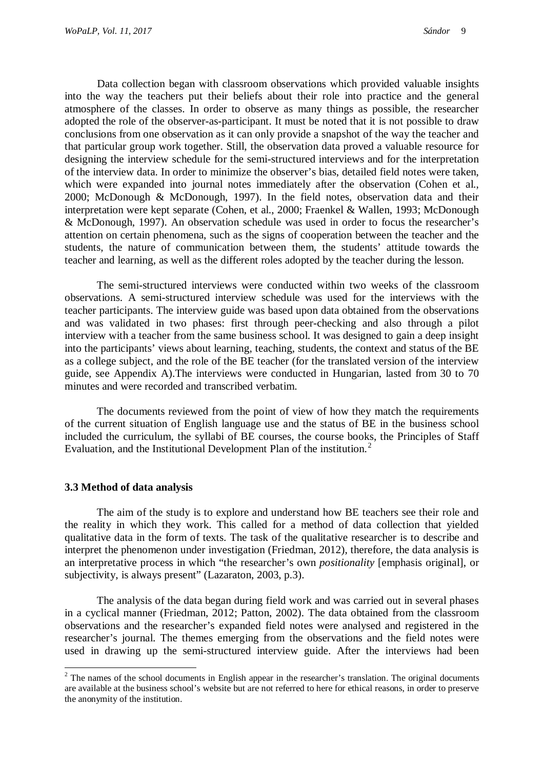Data collection began with classroom observations which provided valuable insights into the way the teachers put their beliefs about their role into practice and the general atmosphere of the classes. In order to observe as many things as possible, the researcher adopted the role of the observer-as-participant. It must be noted that it is not possible to draw conclusions from one observation as it can only provide a snapshot of the way the teacher and that particular group work together. Still, the observation data proved a valuable resource for designing the interview schedule for the semi-structured interviews and for the interpretation of the interview data. In order to minimize the observer's bias, detailed field notes were taken, which were expanded into journal notes immediately after the observation (Cohen et al., 2000; McDonough & McDonough, 1997). In the field notes, observation data and their interpretation were kept separate (Cohen, et al., 2000; Fraenkel & Wallen, 1993; McDonough & McDonough, 1997). An observation schedule was used in order to focus the researcher's attention on certain phenomena, such as the signs of cooperation between the teacher and the students, the nature of communication between them, the students' attitude towards the teacher and learning, as well as the different roles adopted by the teacher during the lesson.

The semi-structured interviews were conducted within two weeks of the classroom observations. A semi-structured interview schedule was used for the interviews with the teacher participants. The interview guide was based upon data obtained from the observations and was validated in two phases: first through peer-checking and also through a pilot interview with a teacher from the same business school. It was designed to gain a deep insight into the participants' views about learning, teaching, students, the context and status of the BE as a college subject, and the role of the BE teacher (for the translated version of the interview guide, see Appendix A).The interviews were conducted in Hungarian, lasted from 30 to 70 minutes and were recorded and transcribed verbatim.

The documents reviewed from the point of view of how they match the requirements of the current situation of English language use and the status of BE in the business school included the curriculum, the syllabi of BE courses, the course books, the Principles of Staff Evaluation, and the Institutional Development Plan of the institution.[2]

### 3.3 Method of data analysis

The aim of the study is to explore and understand how BE teachers see their role and the reality in which they work. This called for a method of data collection that yielded qualitative data in the form of texts. The task of the qualitative researcher is to describe and interpret the phenomenon under investigation (Friedman, 2012), therefore, the data analysis is an interpretative process in which "the researcher's own *positionality* [emphasis original], or subjectivity, is always present" (Lazaraton, 2003, p.3).

The analysis of the data began during field work and was carried out in several phases in a cyclical manner (Friedman, 2012; Patton, 2002). The data obtained from the classroom observations and the researcher's expanded field notes were analysed and registered in the researcher's journal. The themes emerging from the observations and the field notes were used in drawing up the semi-structured interview guide. After the interviews had been

[2] The names of the school documents in English appear in the researcher's translation. The original documents are available at the business school's website but are not referred to here for ethical reasons, in order to preserve the anonymity of the institution.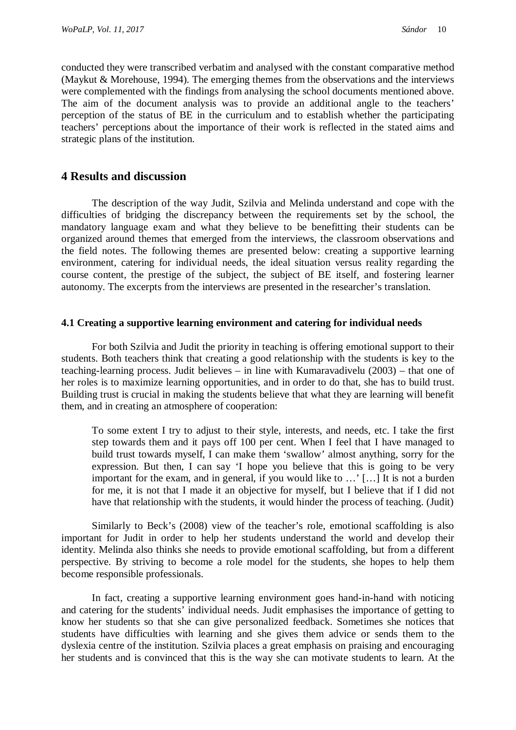conducted they were transcribed verbatim and analysed with the constant comparative method (Maykut & Morehouse, 1994). The emerging themes from the observations and the interviews were complemented with the findings from analysing the school documents mentioned above. The aim of the document analysis was to provide an additional angle to the teachers' perception of the status of BE in the curriculum and to establish whether the participating teachers' perceptions about the importance of their work is reflected in the stated aims and strategic plans of the institution.

## 4 Results and discussion

The description of the way Judit, Szilvia and Melinda understand and cope with the difficulties of bridging the discrepancy between the requirements set by the school, the mandatory language exam and what they believe to be benefitting their students can be organized around themes that emerged from the interviews, the classroom observations and the field notes. The following themes are presented below: creating a supportive learning environment, catering for individual needs, the ideal situation versus reality regarding the course content, the prestige of the subject, the subject of BE itself, and fostering learner autonomy. The excerpts from the interviews are presented in the researcher's translation.

### 4.1 Creating a supportive learning environment and catering for individual needs

For both Szilvia and Judit the priority in teaching is offering emotional support to their students. Both teachers think that creating a good relationship with the students is key to the teaching-learning process. Judit believes – in line with Kumaravadivelu (2003) – that one of her roles is to maximize learning opportunities, and in order to do that, she has to build trust. Building trust is crucial in making the students believe that what they are learning will benefit them, and in creating an atmosphere of cooperation:

> To some extent I try to adjust to their style, interests, and needs, etc. I take the first step towards them and it pays off 100 per cent. When I feel that I have managed to build trust towards myself, I can make them 'swallow' almost anything, sorry for the expression. But then, I can say 'I hope you believe that this is going to be very important for the exam, and in general, if you would like to …' […] It is not a burden for me, it is not that I made it an objective for myself, but I believe that if I did not have that relationship with the students, it would hinder the process of teaching. (Judit)

Similarly to Beck's (2008) view of the teacher's role, emotional scaffolding is also important for Judit in order to help her students understand the world and develop their identity. Melinda also thinks she needs to provide emotional scaffolding, but from a different perspective. By striving to become a role model for the students, she hopes to help them become responsible professionals.

In fact, creating a supportive learning environment goes hand-in-hand with noticing and catering for the students' individual needs. Judit emphasises the importance of getting to know her students so that she can give personalized feedback. Sometimes she notices that students have difficulties with learning and she gives them advice or sends them to the dyslexia centre of the institution. Szilvia places a great emphasis on praising and encouraging her students and is convinced that this is the way she can motivate students to learn. At the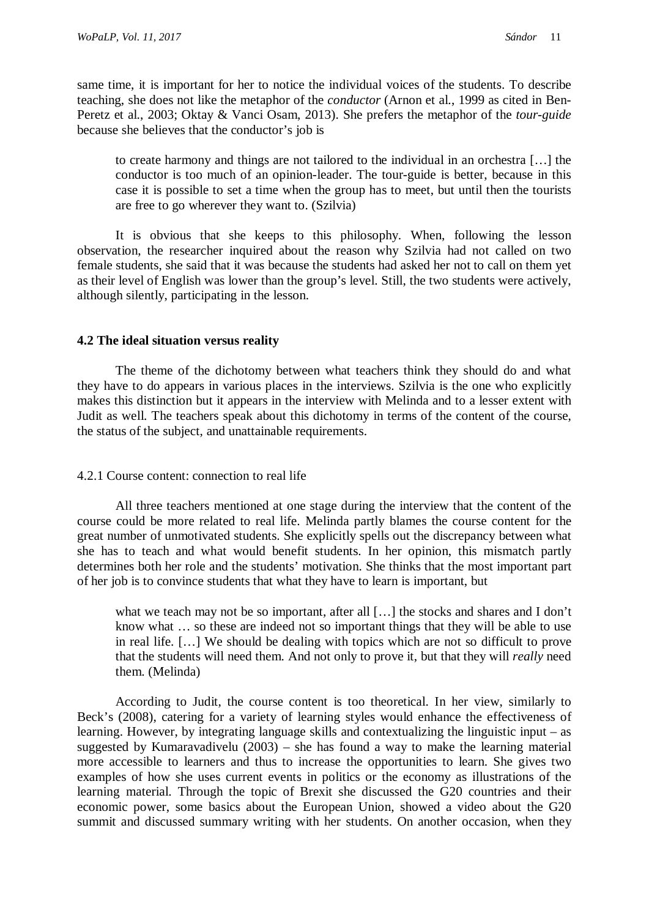same time, it is important for her to notice the individual voices of the students. To describe teaching, she does not like the metaphor of the *conductor* (Arnon et al., 1999 as cited in Ben-Peretz et al., 2003; Oktay & Vanci Osam, 2013). She prefers the metaphor of the *tour-guide* because she believes that the conductor's job is

> to create harmony and things are not tailored to the individual in an orchestra […] the conductor is too much of an opinion-leader. The tour-guide is better, because in this case it is possible to set a time when the group has to meet, but until then the tourists are free to go wherever they want to. (Szilvia)

It is obvious that she keeps to this philosophy. When, following the lesson observation, the researcher inquired about the reason why Szilvia had not called on two female students, she said that it was because the students had asked her not to call on them yet as their level of English was lower than the group's level. Still, the two students were actively, although silently, participating in the lesson.

### 4.2 The ideal situation versus reality

The theme of the dichotomy between what teachers think they should do and what they have to do appears in various places in the interviews. Szilvia is the one who explicitly makes this distinction but it appears in the interview with Melinda and to a lesser extent with Judit as well. The teachers speak about this dichotomy in terms of the content of the course, the status of the subject, and unattainable requirements.

#### 4.2.1 Course content: connection to real life

All three teachers mentioned at one stage during the interview that the content of the course could be more related to real life. Melinda partly blames the course content for the great number of unmotivated students. She explicitly spells out the discrepancy between what she has to teach and what would benefit students. In her opinion, this mismatch partly determines both her role and the students' motivation. She thinks that the most important part of her job is to convince students that what they have to learn is important, but

> what we teach may not be so important, after all […] the stocks and shares and I don't know what … so these are indeed not so important things that they will be able to use in real life. […] We should be dealing with topics which are not so difficult to prove that the students will need them. And not only to prove it, but that they will *really* need them. (Melinda)

According to Judit, the course content is too theoretical. In her view, similarly to Beck's (2008), catering for a variety of learning styles would enhance the effectiveness of learning. However, by integrating language skills and contextualizing the linguistic input – as suggested by Kumaravadivelu (2003) – she has found a way to make the learning material more accessible to learners and thus to increase the opportunities to learn. She gives two examples of how she uses current events in politics or the economy as illustrations of the learning material. Through the topic of Brexit she discussed the G20 countries and their economic power, some basics about the European Union, showed a video about the G20 summit and discussed summary writing with her students. On another occasion, when they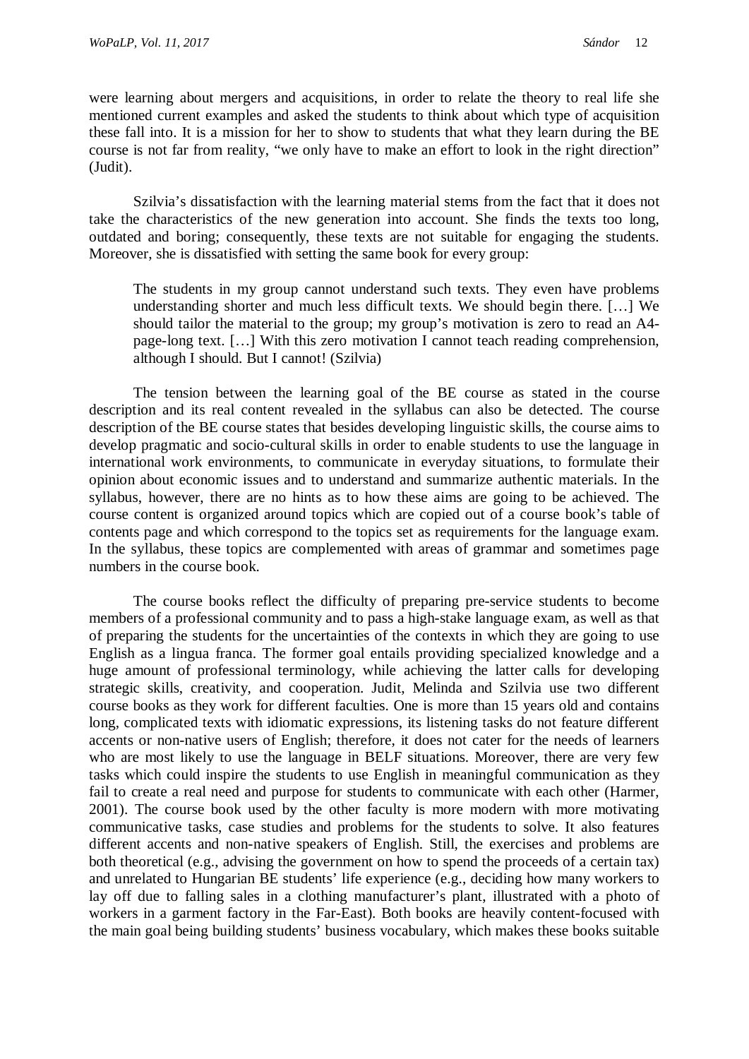were learning about mergers and acquisitions, in order to relate the theory to real life she mentioned current examples and asked the students to think about which type of acquisition these fall into. It is a mission for her to show to students that what they learn during the BE course is not far from reality, "we only have to make an effort to look in the right direction" (Judit).

Szilvia's dissatisfaction with the learning material stems from the fact that it does not take the characteristics of the new generation into account. She finds the texts too long, outdated and boring; consequently, these texts are not suitable for engaging the students. Moreover, she is dissatisfied with setting the same book for every group:

> The students in my group cannot understand such texts. They even have problems understanding shorter and much less difficult texts. We should begin there. […] We should tailor the material to the group; my group's motivation is zero to read an A4-page-long text. […] With this zero motivation I cannot teach reading comprehension, although I should. But I cannot! (Szilvia)

The tension between the learning goal of the BE course as stated in the course description and its real content revealed in the syllabus can also be detected. The course description of the BE course states that besides developing linguistic skills, the course aims to develop pragmatic and socio-cultural skills in order to enable students to use the language in international work environments, to communicate in everyday situations, to formulate their opinion about economic issues and to understand and summarize authentic materials. In the syllabus, however, there are no hints as to how these aims are going to be achieved. The course content is organized around topics which are copied out of a course book's table of contents page and which correspond to the topics set as requirements for the language exam. In the syllabus, these topics are complemented with areas of grammar and sometimes page numbers in the course book.

The course books reflect the difficulty of preparing pre-service students to become members of a professional community and to pass a high-stake language exam, as well as that of preparing the students for the uncertainties of the contexts in which they are going to use English as a lingua franca. The former goal entails providing specialized knowledge and a huge amount of professional terminology, while achieving the latter calls for developing strategic skills, creativity, and cooperation. Judit, Melinda and Szilvia use two different course books as they work for different faculties. One is more than 15 years old and contains long, complicated texts with idiomatic expressions, its listening tasks do not feature different accents or non-native users of English; therefore, it does not cater for the needs of learners who are most likely to use the language in BELF situations. Moreover, there are very few tasks which could inspire the students to use English in meaningful communication as they fail to create a real need and purpose for students to communicate with each other (Harmer, 2001). The course book used by the other faculty is more modern with more motivating communicative tasks, case studies and problems for the students to solve. It also features different accents and non-native speakers of English. Still, the exercises and problems are both theoretical (e.g., advising the government on how to spend the proceeds of a certain tax) and unrelated to Hungarian BE students' life experience (e.g., deciding how many workers to lay off due to falling sales in a clothing manufacturer's plant, illustrated with a photo of workers in a garment factory in the Far-East). Both books are heavily content-focused with the main goal being building students' business vocabulary, which makes these books suitable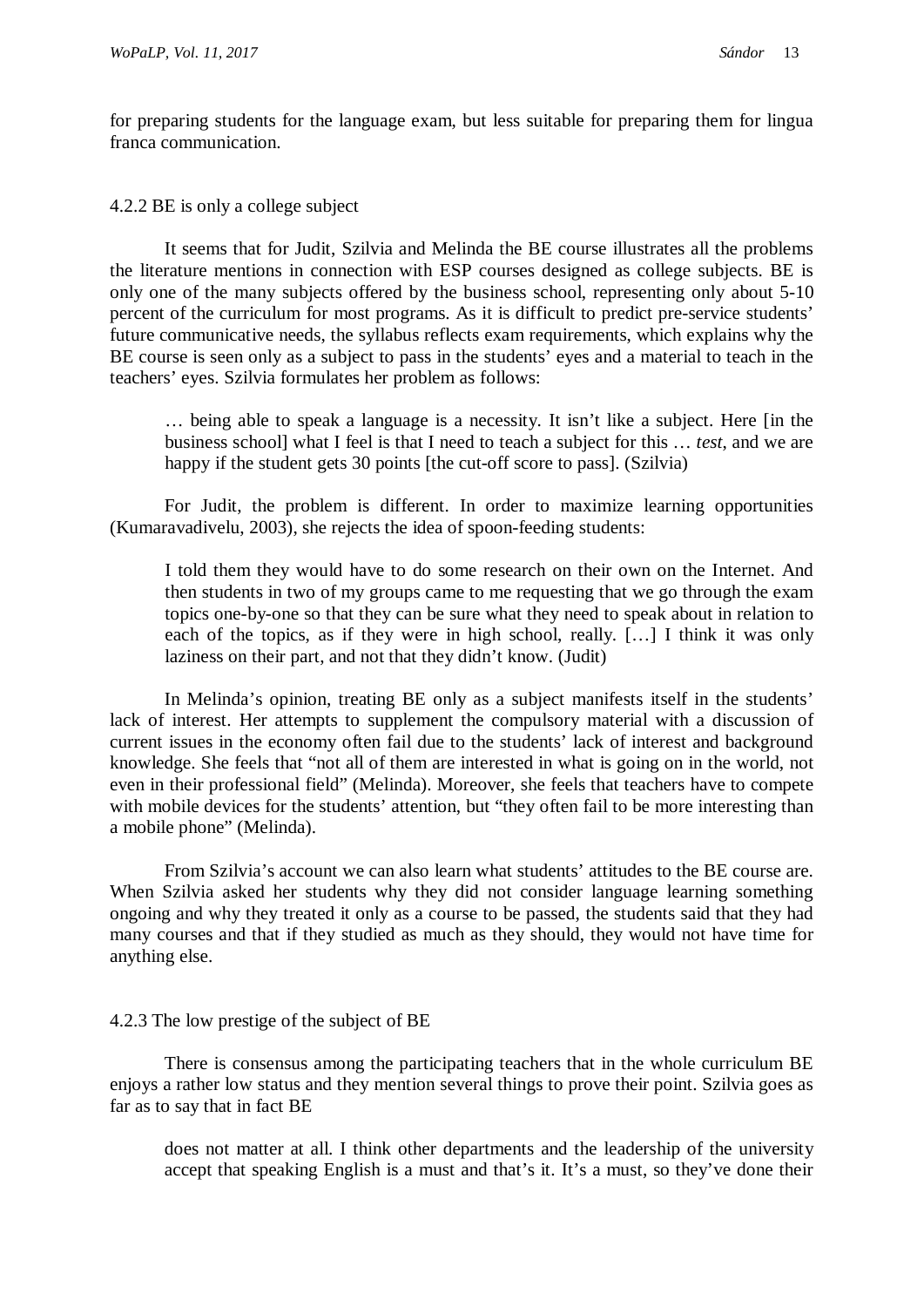for preparing students for the language exam, but less suitable for preparing them for lingua franca communication.

#### 4.2.2 BE is only a college subject

It seems that for Judit, Szilvia and Melinda the BE course illustrates all the problems the literature mentions in connection with ESP courses designed as college subjects. BE is only one of the many subjects offered by the business school, representing only about 5-10 percent of the curriculum for most programs. As it is difficult to predict pre-service students' future communicative needs, the syllabus reflects exam requirements, which explains why the BE course is seen only as a subject to pass in the students' eyes and a material to teach in the teachers' eyes. Szilvia formulates her problem as follows:

> … being able to speak a language is a necessity. It isn't like a subject. Here [in the business school] what I feel is that I need to teach a subject for this … *test*, and we are happy if the student gets 30 points [the cut-off score to pass]. (Szilvia)

For Judit, the problem is different. In order to maximize learning opportunities (Kumaravadivelu, 2003), she rejects the idea of spoon-feeding students:

> I told them they would have to do some research on their own on the Internet. And then students in two of my groups came to me requesting that we go through the exam topics one-by-one so that they can be sure what they need to speak about in relation to each of the topics, as if they were in high school, really. […] I think it was only laziness on their part, and not that they didn't know. (Judit)

In Melinda's opinion, treating BE only as a subject manifests itself in the students' lack of interest. Her attempts to supplement the compulsory material with a discussion of current issues in the economy often fail due to the students' lack of interest and background knowledge. She feels that "not all of them are interested in what is going on in the world, not even in their professional field" (Melinda). Moreover, she feels that teachers have to compete with mobile devices for the students' attention, but "they often fail to be more interesting than a mobile phone" (Melinda).

From Szilvia's account we can also learn what students' attitudes to the BE course are. When Szilvia asked her students why they did not consider language learning something ongoing and why they treated it only as a course to be passed, the students said that they had many courses and that if they studied as much as they should, they would not have time for anything else.

#### 4.2.3 The low prestige of the subject of BE

There is consensus among the participating teachers that in the whole curriculum BE enjoys a rather low status and they mention several things to prove their point. Szilvia goes as far as to say that in fact BE

> does not matter at all. I think other departments and the leadership of the university accept that speaking English is a must and that's it. It's a must, so they've done their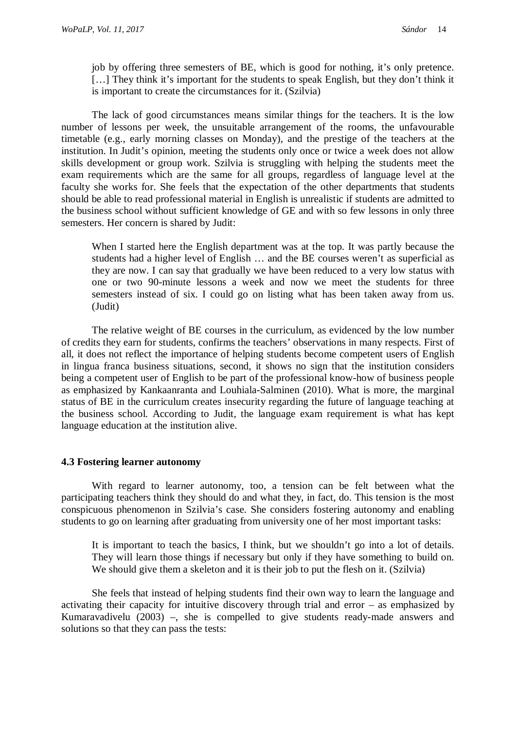> job by offering three semesters of BE, which is good for nothing, it's only pretence. […] They think it's important for the students to speak English, but they don't think it is important to create the circumstances for it. (Szilvia)

The lack of good circumstances means similar things for the teachers. It is the low number of lessons per week, the unsuitable arrangement of the rooms, the unfavourable timetable (e.g., early morning classes on Monday), and the prestige of the teachers at the institution. In Judit's opinion, meeting the students only once or twice a week does not allow skills development or group work. Szilvia is struggling with helping the students meet the exam requirements which are the same for all groups, regardless of language level at the faculty she works for. She feels that the expectation of the other departments that students should be able to read professional material in English is unrealistic if students are admitted to the business school without sufficient knowledge of GE and with so few lessons in only three semesters. Her concern is shared by Judit:

> When I started here the English department was at the top. It was partly because the students had a higher level of English … and the BE courses weren't as superficial as they are now. I can say that gradually we have been reduced to a very low status with one or two 90-minute lessons a week and now we meet the students for three semesters instead of six. I could go on listing what has been taken away from us. (Judit)

The relative weight of BE courses in the curriculum, as evidenced by the low number of credits they earn for students, confirms the teachers' observations in many respects. First of all, it does not reflect the importance of helping students become competent users of English in lingua franca business situations, second, it shows no sign that the institution considers being a competent user of English to be part of the professional know-how of business people as emphasized by Kankaanranta and Louhiala-Salminen (2010). What is more, the marginal status of BE in the curriculum creates insecurity regarding the future of language teaching at the business school. According to Judit, the language exam requirement is what has kept language education at the institution alive.

### 4.3 Fostering learner autonomy

With regard to learner autonomy, too, a tension can be felt between what the participating teachers think they should do and what they, in fact, do. This tension is the most conspicuous phenomenon in Szilvia's case. She considers fostering autonomy and enabling students to go on learning after graduating from university one of her most important tasks:

> It is important to teach the basics, I think, but we shouldn't go into a lot of details. They will learn those things if necessary but only if they have something to build on. We should give them a skeleton and it is their job to put the flesh on it. (Szilvia)

She feels that instead of helping students find their own way to learn the language and activating their capacity for intuitive discovery through trial and error – as emphasized by Kumaravadivelu (2003) –, she is compelled to give students ready-made answers and solutions so that they can pass the tests: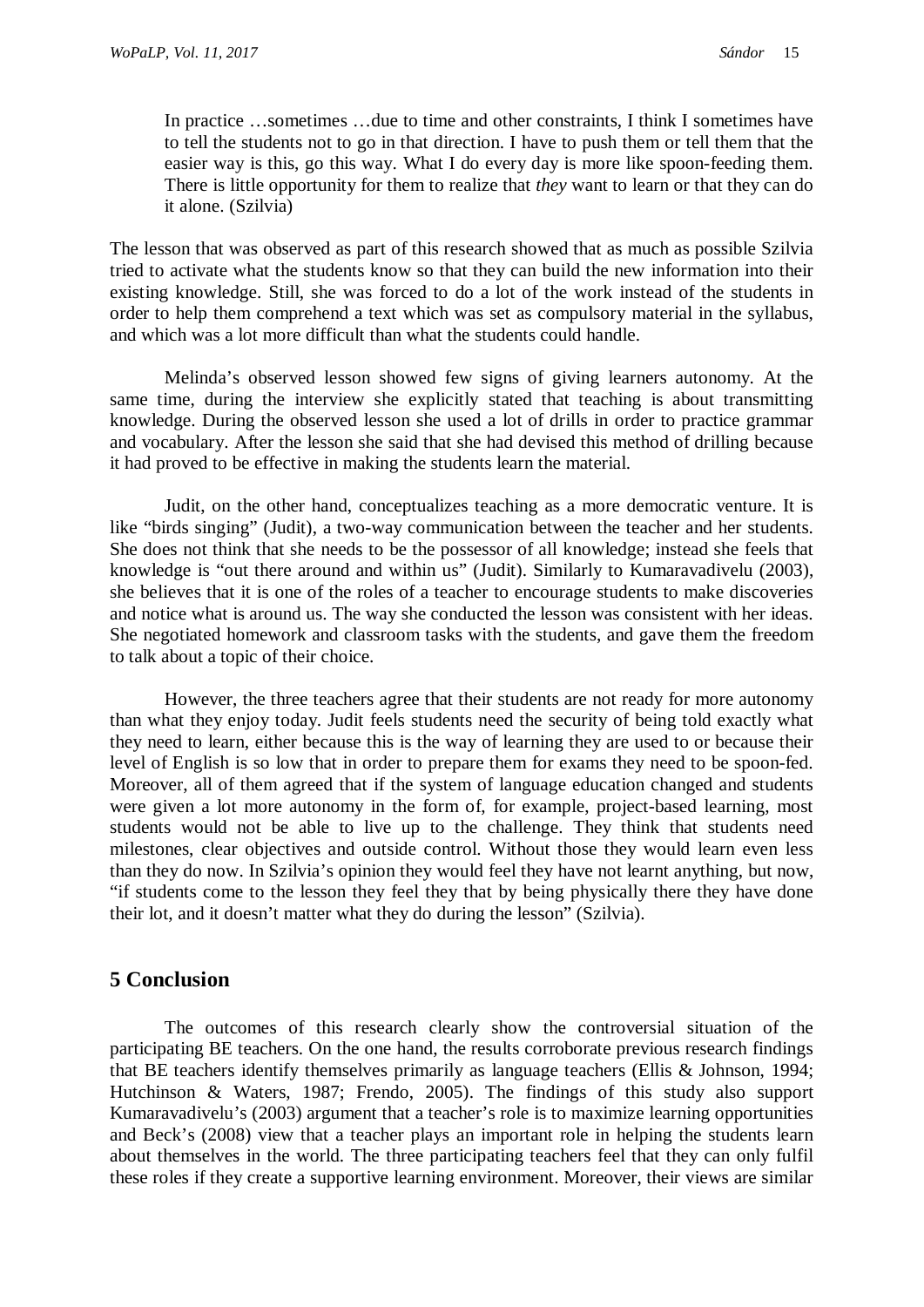> In practice …sometimes …due to time and other constraints, I think I sometimes have to tell the students not to go in that direction. I have to push them or tell them that the easier way is this, go this way. What I do every day is more like spoon-feeding them. There is little opportunity for them to realize that *they* want to learn or that they can do it alone. (Szilvia)

The lesson that was observed as part of this research showed that as much as possible Szilvia tried to activate what the students know so that they can build the new information into their existing knowledge. Still, she was forced to do a lot of the work instead of the students in order to help them comprehend a text which was set as compulsory material in the syllabus, and which was a lot more difficult than what the students could handle.

Melinda's observed lesson showed few signs of giving learners autonomy. At the same time, during the interview she explicitly stated that teaching is about transmitting knowledge. During the observed lesson she used a lot of drills in order to practice grammar and vocabulary. After the lesson she said that she had devised this method of drilling because it had proved to be effective in making the students learn the material.

Judit, on the other hand, conceptualizes teaching as a more democratic venture. It is like "birds singing" (Judit), a two-way communication between the teacher and her students. She does not think that she needs to be the possessor of all knowledge; instead she feels that knowledge is "out there around and within us" (Judit). Similarly to Kumaravadivelu (2003), she believes that it is one of the roles of a teacher to encourage students to make discoveries and notice what is around us. The way she conducted the lesson was consistent with her ideas. She negotiated homework and classroom tasks with the students, and gave them the freedom to talk about a topic of their choice.

However, the three teachers agree that their students are not ready for more autonomy than what they enjoy today. Judit feels students need the security of being told exactly what they need to learn, either because this is the way of learning they are used to or because their level of English is so low that in order to prepare them for exams they need to be spoon-fed. Moreover, all of them agreed that if the system of language education changed and students were given a lot more autonomy in the form of, for example, project-based learning, most students would not be able to live up to the challenge. They think that students need milestones, clear objectives and outside control. Without those they would learn even less than they do now. In Szilvia's opinion they would feel they have not learnt anything, but now, "if students come to the lesson they feel they that by being physically there they have done their lot, and it doesn't matter what they do during the lesson" (Szilvia).

## 5 Conclusion

The outcomes of this research clearly show the controversial situation of the participating BE teachers. On the one hand, the results corroborate previous research findings that BE teachers identify themselves primarily as language teachers (Ellis & Johnson, 1994; Hutchinson & Waters, 1987; Frendo, 2005). The findings of this study also support Kumaravadivelu's (2003) argument that a teacher's role is to maximize learning opportunities and Beck's (2008) view that a teacher plays an important role in helping the students learn about themselves in the world. The three participating teachers feel that they can only fulfil these roles if they create a supportive learning environment. Moreover, their views are similar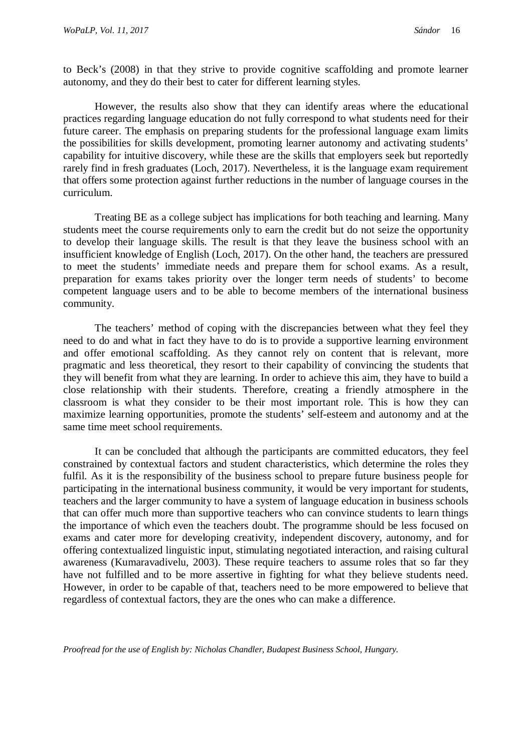to Beck's (2008) in that they strive to provide cognitive scaffolding and promote learner autonomy, and they do their best to cater for different learning styles.

However, the results also show that they can identify areas where the educational practices regarding language education do not fully correspond to what students need for their future career. The emphasis on preparing students for the professional language exam limits the possibilities for skills development, promoting learner autonomy and activating students' capability for intuitive discovery, while these are the skills that employers seek but reportedly rarely find in fresh graduates (Loch, 2017). Nevertheless, it is the language exam requirement that offers some protection against further reductions in the number of language courses in the curriculum.

Treating BE as a college subject has implications for both teaching and learning. Many students meet the course requirements only to earn the credit but do not seize the opportunity to develop their language skills. The result is that they leave the business school with an insufficient knowledge of English (Loch, 2017). On the other hand, the teachers are pressured to meet the students' immediate needs and prepare them for school exams. As a result, preparation for exams takes priority over the longer term needs of students' to become competent language users and to be able to become members of the international business community.

The teachers' method of coping with the discrepancies between what they feel they need to do and what in fact they have to do is to provide a supportive learning environment and offer emotional scaffolding. As they cannot rely on content that is relevant, more pragmatic and less theoretical, they resort to their capability of convincing the students that they will benefit from what they are learning. In order to achieve this aim, they have to build a close relationship with their students. Therefore, creating a friendly atmosphere in the classroom is what they consider to be their most important role. This is how they can maximize learning opportunities, promote the students' self-esteem and autonomy and at the same time meet school requirements.

It can be concluded that although the participants are committed educators, they feel constrained by contextual factors and student characteristics, which determine the roles they fulfil. As it is the responsibility of the business school to prepare future business people for participating in the international business community, it would be very important for students, teachers and the larger community to have a system of language education in business schools that can offer much more than supportive teachers who can convince students to learn things the importance of which even the teachers doubt. The programme should be less focused on exams and cater more for developing creativity, independent discovery, autonomy, and for offering contextualized linguistic input, stimulating negotiated interaction, and raising cultural awareness (Kumaravadivelu, 2003). These require teachers to assume roles that so far they have not fulfilled and to be more assertive in fighting for what they believe students need. However, in order to be capable of that, teachers need to be more empowered to believe that regardless of contextual factors, they are the ones who can make a difference.

*Proofread for the use of English by: Nicholas Chandler, Budapest Business School, Hungary.*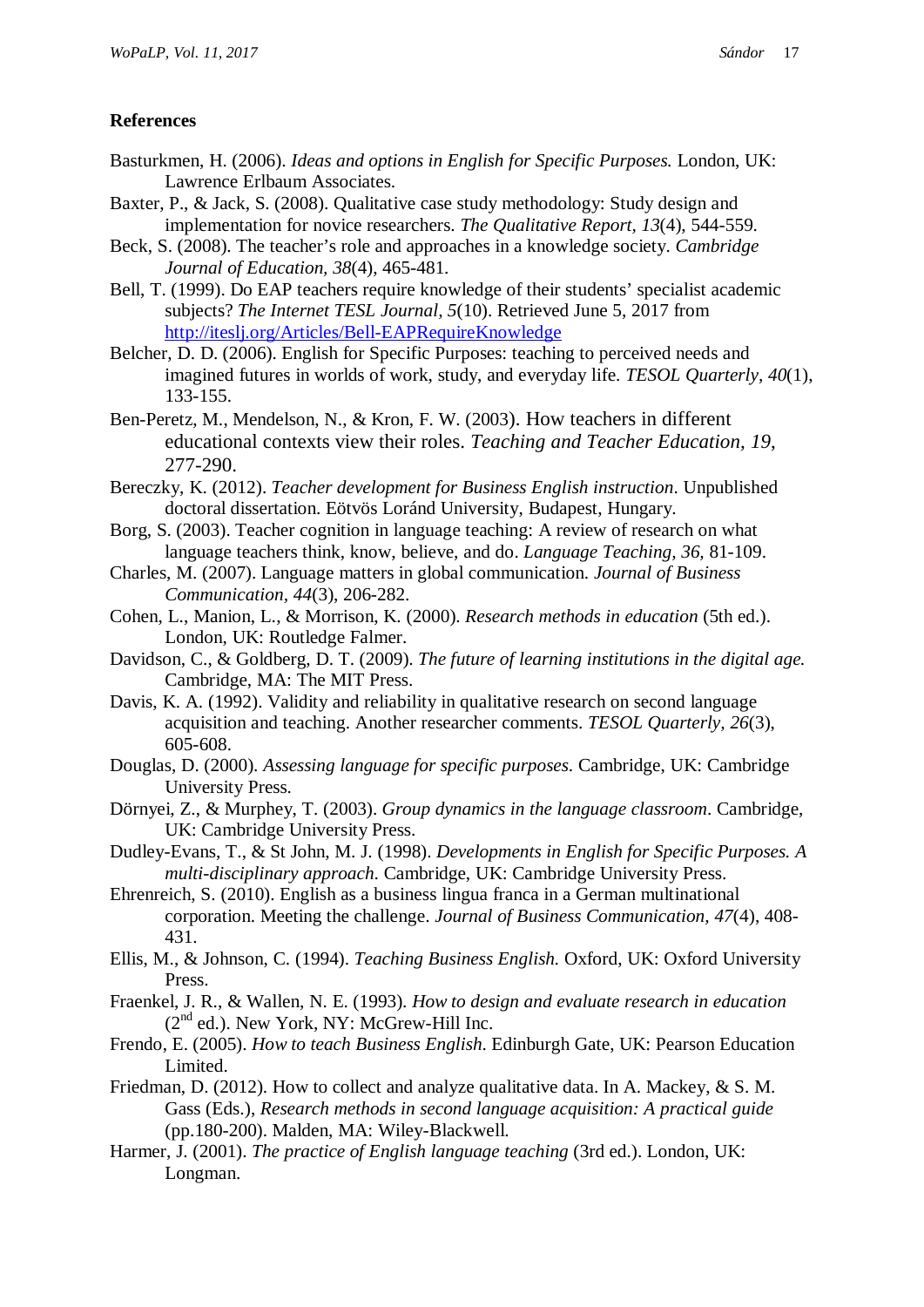**References**

Basturkmen, H. (2006). *Ideas and options in English for Specific Purposes.* London, UK: Lawrence Erlbaum Associates.

Baxter, P., & Jack, S. (2008). Qualitative case study methodology: Study design and implementation for novice researchers. *The Qualitative Report, 13*(4), 544-559.

Beck, S. (2008). The teacher's role and approaches in a knowledge society. *Cambridge Journal of Education, 38*(4), 465-481.

Bell, T. (1999). Do EAP teachers require knowledge of their students' specialist academic subjects? *The Internet TESL Journal, 5*(10). Retrieved June 5, 2017 from http://iteslj.org/Articles/Bell-EAPRequireKnowledge

Belcher, D. D. (2006). English for Specific Purposes: teaching to perceived needs and imagined futures in worlds of work, study, and everyday life. *TESOL Quarterly, 40*(1), 133-155.

Ben-Peretz, M., Mendelson, N., & Kron, F. W. (2003). How teachers in different educational contexts view their roles. *Teaching and Teacher Education, 19*, 277-290.

Bereczky, K. (2012). *Teacher development for Business English instruction*. Unpublished doctoral dissertation. Eötvös Loránd University, Budapest, Hungary.

Borg, S. (2003). Teacher cognition in language teaching: A review of research on what language teachers think, know, believe, and do. *Language Teaching, 36,* 81-109.

Charles, M. (2007). Language matters in global communication. *Journal of Business Communication, 44*(3), 206-282.

Cohen, L., Manion, L., & Morrison, K. (2000). *Research methods in education* (5th ed.). London, UK: Routledge Falmer.

Davidson, C., & Goldberg, D. T. (2009). *The future of learning institutions in the digital age.* Cambridge, MA: The MIT Press.

Davis, K. A. (1992). Validity and reliability in qualitative research on second language acquisition and teaching. Another researcher comments. *TESOL Quarterly, 26*(3), 605-608.

Douglas, D. (2000). *Assessing language for specific purposes.* Cambridge, UK: Cambridge University Press.

Dörnyei, Z., & Murphey, T. (2003). *Group dynamics in the language classroom*. Cambridge, UK: Cambridge University Press.

Dudley-Evans, T., & St John, M. J. (1998). *Developments in English for Specific Purposes. A multi-disciplinary approach*. Cambridge, UK: Cambridge University Press.

Ehrenreich, S. (2010). English as a business lingua franca in a German multinational corporation. Meeting the challenge. *Journal of Business Communication, 47*(4), 408-431.

Ellis, M., & Johnson, C. (1994). *Teaching Business English.* Oxford, UK: Oxford University Press.

Fraenkel, J. R., & Wallen, N. E. (1993). *How to design and evaluate research in education* (2nd ed.). New York, NY: McGrew-Hill Inc.

Frendo, E. (2005). *How to teach Business English.* Edinburgh Gate, UK: Pearson Education Limited.

Friedman, D. (2012). How to collect and analyze qualitative data. In A. Mackey, & S. M. Gass (Eds.), *Research methods in second language acquisition: A practical guide* (pp.180-200). Malden, MA: Wiley-Blackwell.

Harmer, J. (2001). *The practice of English language teaching* (3rd ed.). London, UK: Longman.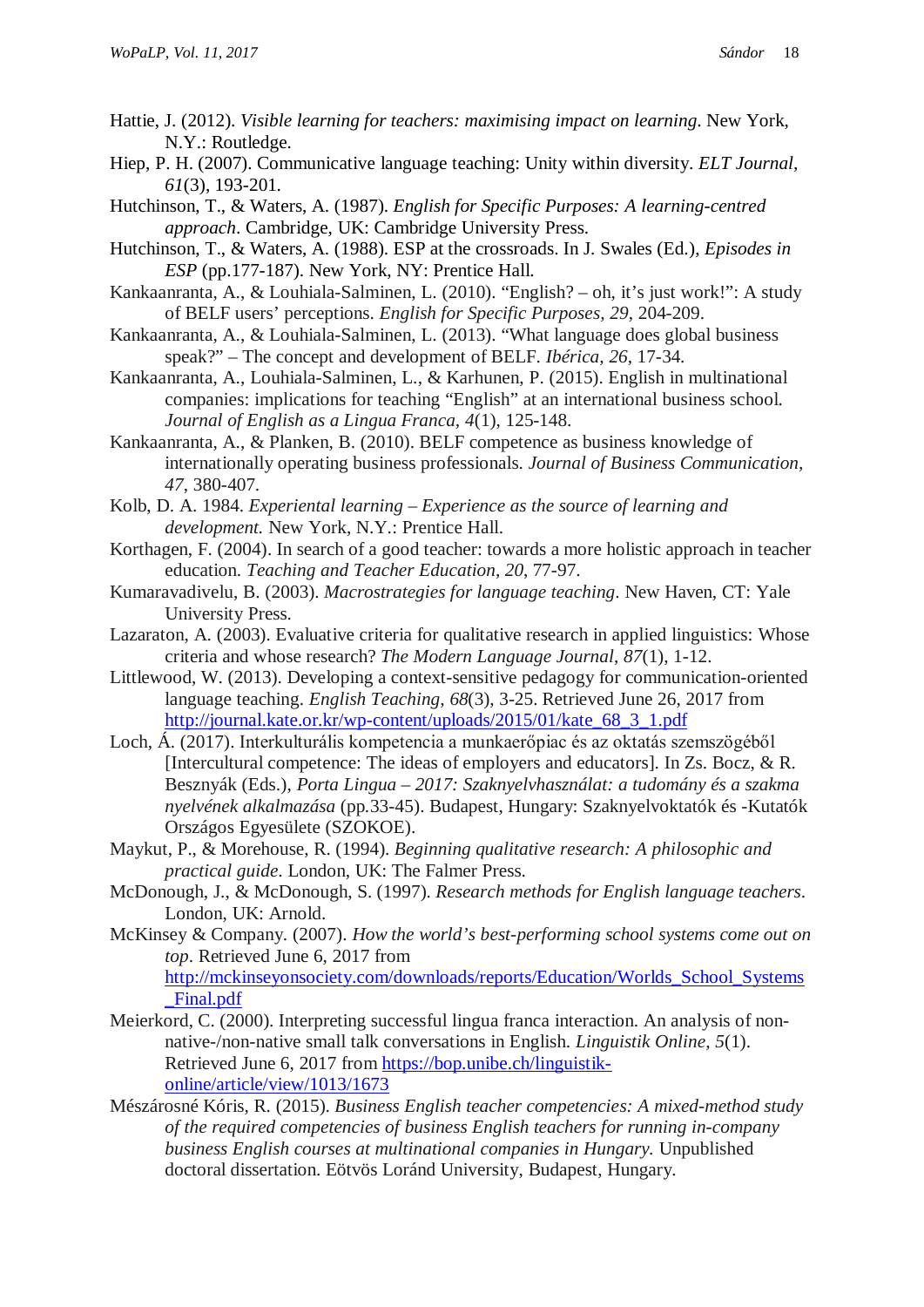Hattie, J. (2012). *Visible learning for teachers: maximising impact on learning*. New York, N.Y.: Routledge.

Hiep, P. H. (2007). Communicative language teaching: Unity within diversity. *ELT Journal, 61*(3), 193-201.

Hutchinson, T., & Waters, A. (1987). *English for Specific Purposes: A learning-centred approach*. Cambridge, UK: Cambridge University Press.

Hutchinson, T., & Waters, A. (1988). ESP at the crossroads. In J. Swales (Ed.), *Episodes in ESP* (pp.177-187). New York, NY: Prentice Hall.

Kankaanranta, A., & Louhiala-Salminen, L. (2010). "English? – oh, it's just work!": A study of BELF users' perceptions. *English for Specific Purposes, 29*, 204-209.

Kankaanranta, A., & Louhiala-Salminen, L. (2013). "What language does global business speak?" – The concept and development of BELF. *Ibérica, 26*, 17-34.

Kankaanranta, A., Louhiala-Salminen, L., & Karhunen, P. (2015). English in multinational companies: implications for teaching "English" at an international business school. *Journal of English as a Lingua Franca, 4*(1), 125-148.

Kankaanranta, A., & Planken, B. (2010). BELF competence as business knowledge of internationally operating business professionals. *Journal of Business Communication, 47*, 380-407.

Kolb, D. A. 1984. *Experiental learning – Experience as the source of learning and development.* New York, N.Y.: Prentice Hall.

Korthagen, F. (2004). In search of a good teacher: towards a more holistic approach in teacher education. *Teaching and Teacher Education, 20*, 77-97.

Kumaravadivelu, B. (2003). *Macrostrategies for language teaching*. New Haven, CT: Yale University Press.

Lazaraton, A. (2003). Evaluative criteria for qualitative research in applied linguistics: Whose criteria and whose research? *The Modern Language Journal*, *87*(1), 1-12.

Littlewood, W. (2013). Developing a context-sensitive pedagogy for communication-oriented language teaching. *English Teaching*, *68*(3), 3-25. Retrieved June 26, 2017 from http://journal.kate.or.kr/wp-content/uploads/2015/01/kate_68_3_1.pdf

Loch, Á. (2017). Interkulturális kompetencia a munkaerőpiac és az oktatás szemszögéből [Intercultural competence: The ideas of employers and educators]. In Zs. Bocz, & R. Besznyák (Eds.), *Porta Lingua – 2017: Szaknyelvhasználat: a tudomány és a szakma nyelvének alkalmazása* (pp.33-45). Budapest, Hungary: Szaknyelvoktatók és -Kutatók Országos Egyesülete (SZOKOE).

Maykut, P., & Morehouse, R. (1994). *Beginning qualitative research: A philosophic and practical guide*. London, UK: The Falmer Press.

McDonough, J., & McDonough, S. (1997). *Research methods for English language teachers*. London, UK: Arnold.

McKinsey & Company. (2007). *How the world's best-performing school systems come out on top*. Retrieved June 6, 2017 from http://mckinseyonsociety.com/downloads/reports/Education/Worlds_School_Systems_Final.pdf

Meierkord, C. (2000). Interpreting successful lingua franca interaction. An analysis of non-native-/non-native small talk conversations in English. *Linguistik Online, 5*(1). Retrieved June 6, 2017 from https://bop.unibe.ch/linguistik-online/article/view/1013/1673

Mészárosné Kóris, R. (2015). *Business English teacher competencies: A mixed-method study of the required competencies of business English teachers for running in-company business English courses at multinational companies in Hungary.* Unpublished doctoral dissertation. Eötvös Loránd University, Budapest, Hungary.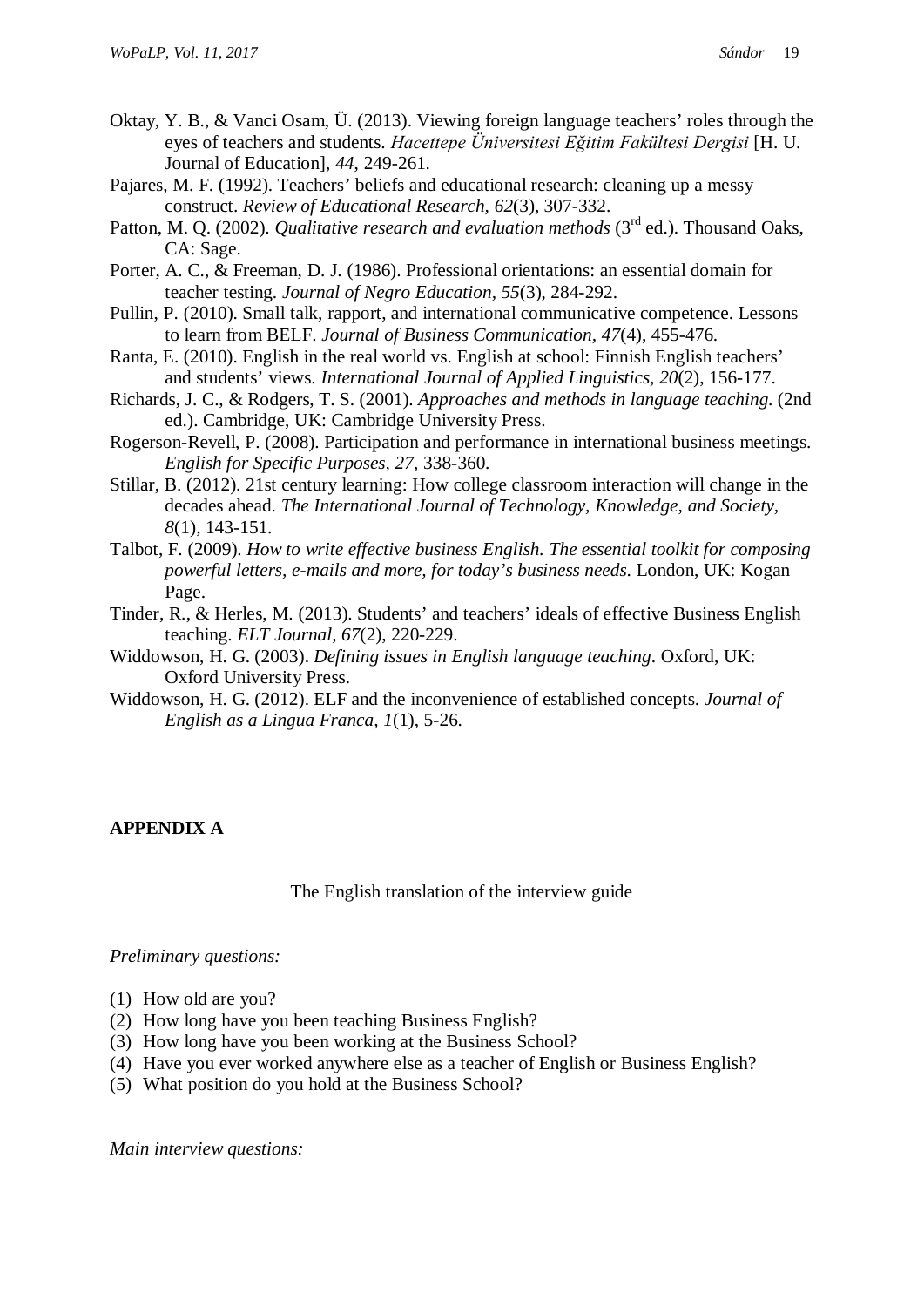Oktay, Y. B., & Vanci Osam, Ü. (2013). Viewing foreign language teachers' roles through the eyes of teachers and students. *Hacettepe Üniversitesi Eğitim Fakültesi Dergisi* [H. U. Journal of Education], *44*, 249-261.

Pajares, M. F. (1992). Teachers' beliefs and educational research: cleaning up a messy construct. *Review of Educational Research, 62*(3), 307-332.

Patton, M. Q. (2002). *Qualitative research and evaluation methods* (3rd ed.). Thousand Oaks, CA: Sage.

Porter, A. C., & Freeman, D. J. (1986). Professional orientations: an essential domain for teacher testing. *Journal of Negro Education, 55*(3), 284-292.

Pullin, P. (2010). Small talk, rapport, and international communicative competence. Lessons to learn from BELF. *Journal of Business Communication, 47*(4), 455-476.

Ranta, E. (2010). English in the real world vs. English at school: Finnish English teachers' and students' views. *International Journal of Applied Linguistics, 20*(2), 156-177.

Richards, J. C., & Rodgers, T. S. (2001). *Approaches and methods in language teaching*. (2nd ed.). Cambridge, UK: Cambridge University Press.

Rogerson-Revell, P. (2008). Participation and performance in international business meetings. *English for Specific Purposes, 27*, 338-360.

Stillar, B. (2012). 21st century learning: How college classroom interaction will change in the decades ahead. *The International Journal of Technology, Knowledge, and Society, 8*(1), 143-151.

Talbot, F. (2009). *How to write effective business English. The essential toolkit for composing powerful letters, e-mails and more, for today's business needs*. London, UK: Kogan Page.

Tinder, R., & Herles, M. (2013). Students' and teachers' ideals of effective Business English teaching. *ELT Journal, 67*(2), 220-229.

Widdowson, H. G. (2003). *Defining issues in English language teaching*. Oxford, UK: Oxford University Press.

Widdowson, H. G. (2012). ELF and the inconvenience of established concepts. *Journal of English as a Lingua Franca, 1*(1), 5-26.

## APPENDIX A

The English translation of the interview guide

*Preliminary questions:*

(1) How old are you?
(2) How long have you been teaching Business English?
(3) How long have you been working at the Business School?
(4) Have you ever worked anywhere else as a teacher of English or Business English?
(5) What position do you hold at the Business School?

*Main interview questions:*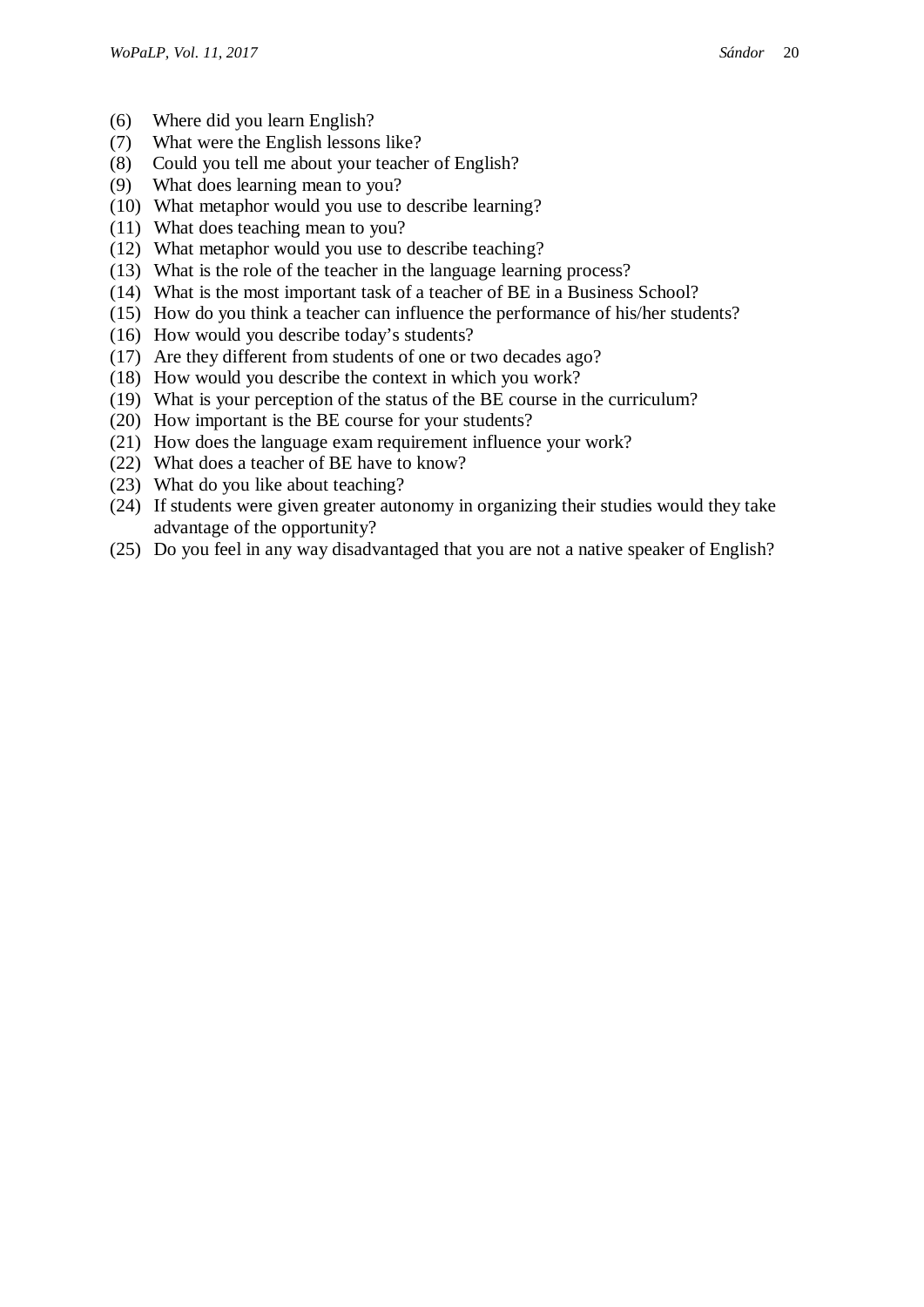(6) Where did you learn English?
(7) What were the English lessons like?
(8) Could you tell me about your teacher of English?
(9) What does learning mean to you?
(10) What metaphor would you use to describe learning?
(11) What does teaching mean to you?
(12) What metaphor would you use to describe teaching?
(13) What is the role of the teacher in the language learning process?
(14) What is the most important task of a teacher of BE in a Business School?
(15) How do you think a teacher can influence the performance of his/her students?
(16) How would you describe today's students?
(17) Are they different from students of one or two decades ago?
(18) How would you describe the context in which you work?
(19) What is your perception of the status of the BE course in the curriculum?
(20) How important is the BE course for your students?
(21) How does the language exam requirement influence your work?
(22) What does a teacher of BE have to know?
(23) What do you like about teaching?
(24) If students were given greater autonomy in organizing their studies would they take advantage of the opportunity?
(25) Do you feel in any way disadvantaged that you are not a native speaker of English?